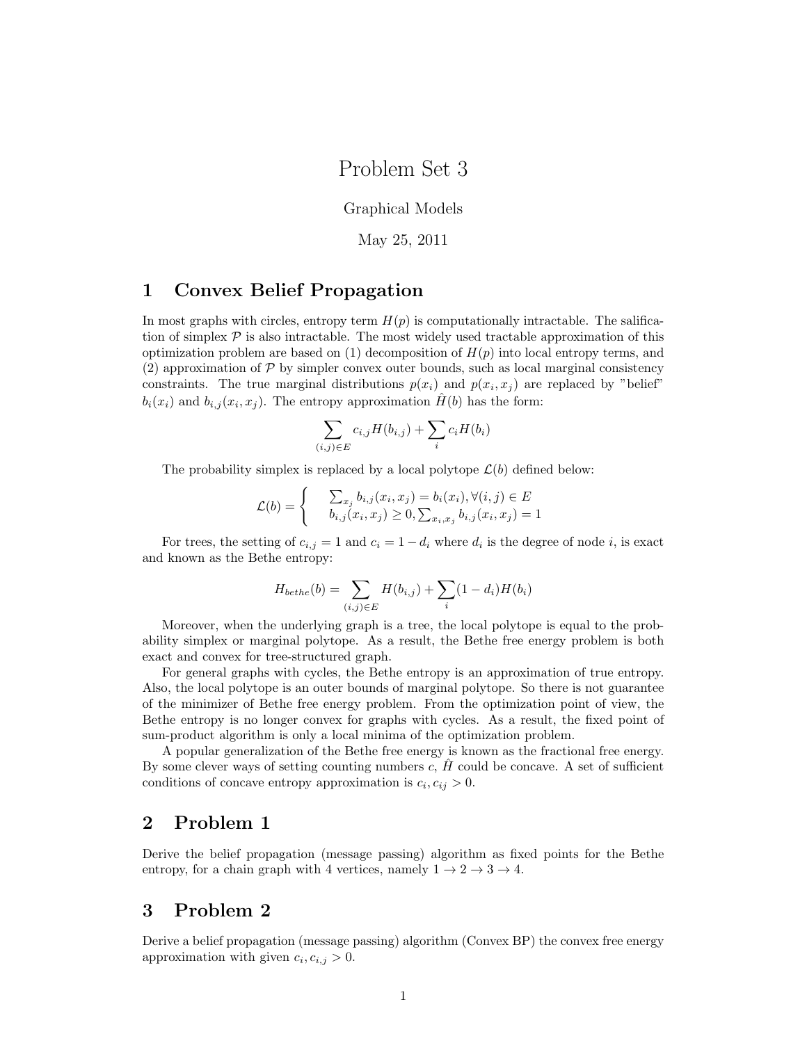# Problem Set 3

Graphical Models

May 25, 2011

## 1 Convex Belief Propagation

In most graphs with circles, entropy term $H(p)$ is computationally intractable. The salification of simplex $\mathcal{P}$ is also intractable. The most widely used tractable approximation of this optimization problem are based on (1) decomposition of $H(p)$ into local entropy terms, and (2) approximation of $\mathcal{P}$ by simpler convex outer bounds, such as local marginal consistency constraints. The true marginal distributions $p(x_i)$ and $p(x_i, x_j)$ are replaced by "belief" $b_i(x_i)$ and $b_{i,j}(x_i, x_j)$. The entropy approximation $\hat{H}(b)$ has the form:

$$\sum_{(i,j)\in E} c_{i,j} H(b_{i,j}) + \sum_i c_i H(b_i)$$

The probability simplex is replaced by a local polytope $\mathcal{L}(b)$ defined below:

$$\mathcal{L}(b) = \begin{cases} \sum_{x_j} b_{i,j}(x_i, x_j) = b_i(x_i), \forall (i,j) \in E \\ b_{i,j}(x_i, x_j) \geq 0, \sum_{x_i, x_j} b_{i,j}(x_i, x_j) = 1 \end{cases}$$

For trees, the setting of $c_{i,j} = 1$ and $c_i = 1 - d_i$ where $d_i$ is the degree of node $i$, is exact and known as the Bethe entropy:

$$H_{bethe}(b) = \sum_{(i,j)\in E} H(b_{i,j}) + \sum_i (1 - d_i) H(b_i)$$

Moreover, when the underlying graph is a tree, the local polytope is equal to the probability simplex or marginal polytope. As a result, the Bethe free energy problem is both exact and convex for tree-structured graph.

For general graphs with cycles, the Bethe entropy is an approximation of true entropy. Also, the local polytope is an outer bounds of marginal polytope. So there is not guarantee of the minimizer of Bethe free energy problem. From the optimization point of view, the Bethe entropy is no longer convex for graphs with cycles. As a result, the fixed point of sum-product algorithm is only a local minima of the optimization problem.

A popular generalization of the Bethe free energy is known as the fractional free energy. By some clever ways of setting counting numbers $c$, $\hat{H}$ could be concave. A set of sufficient conditions of concave entropy approximation is $c_i, c_{ij} > 0$.

## 2 Problem 1

Derive the belief propagation (message passing) algorithm as fixed points for the Bethe entropy, for a chain graph with 4 vertices, namely $1 \to 2 \to 3 \to 4$.

## 3 Problem 2

Derive a belief propagation (message passing) algorithm (Convex BP) the convex free energy approximation with given $c_i, c_{i,j} > 0$.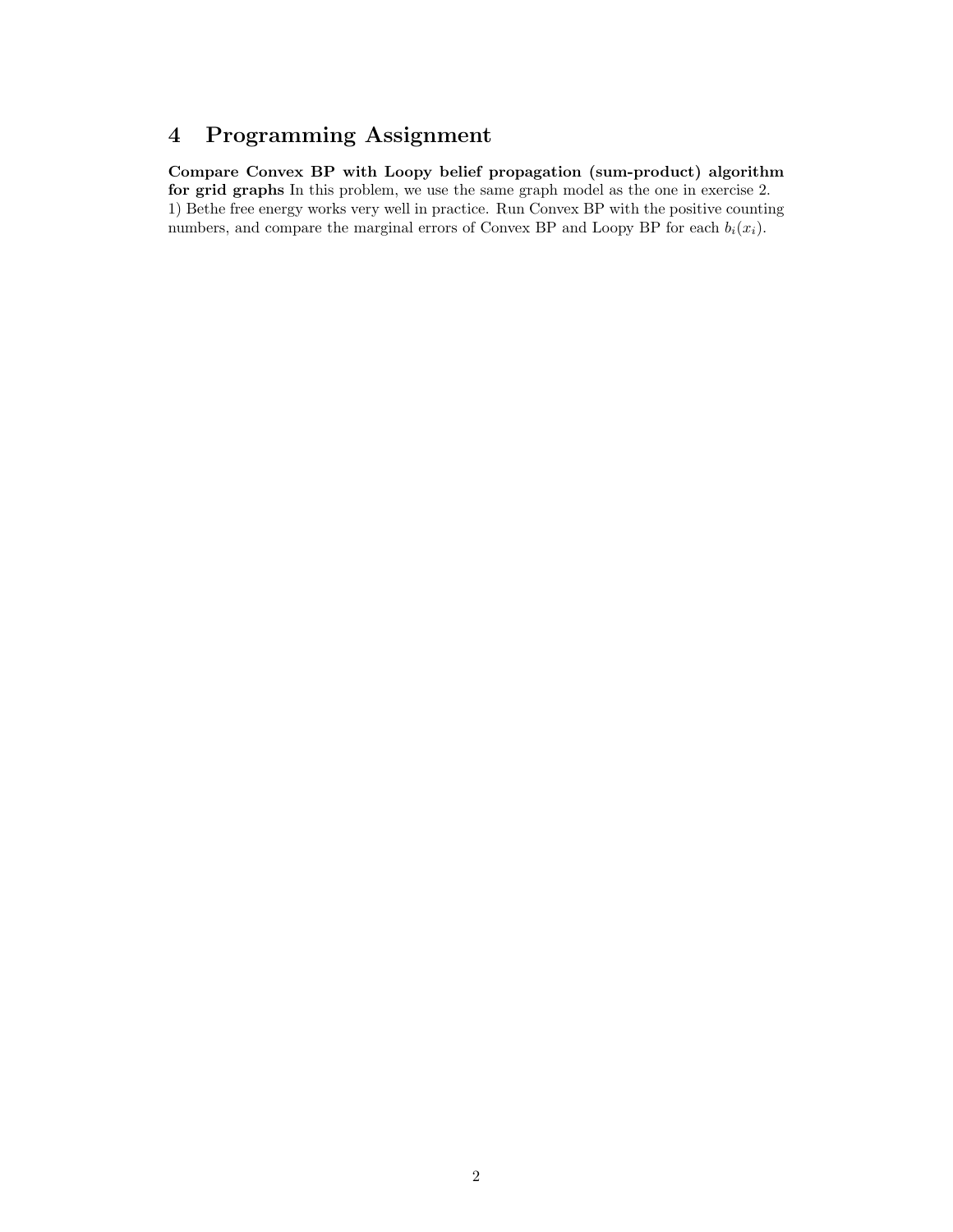# 4 Programming Assignment

**Compare Convex BP with Loopy belief propagation (sum-product) algorithm for grid graphs** In this problem, we use the same graph model as the one in exercise 2.
1) Bethe free energy works very well in practice. Run Convex BP with the positive counting numbers, and compare the marginal errors of Convex BP and Loopy BP for each $b_i(x_i)$.